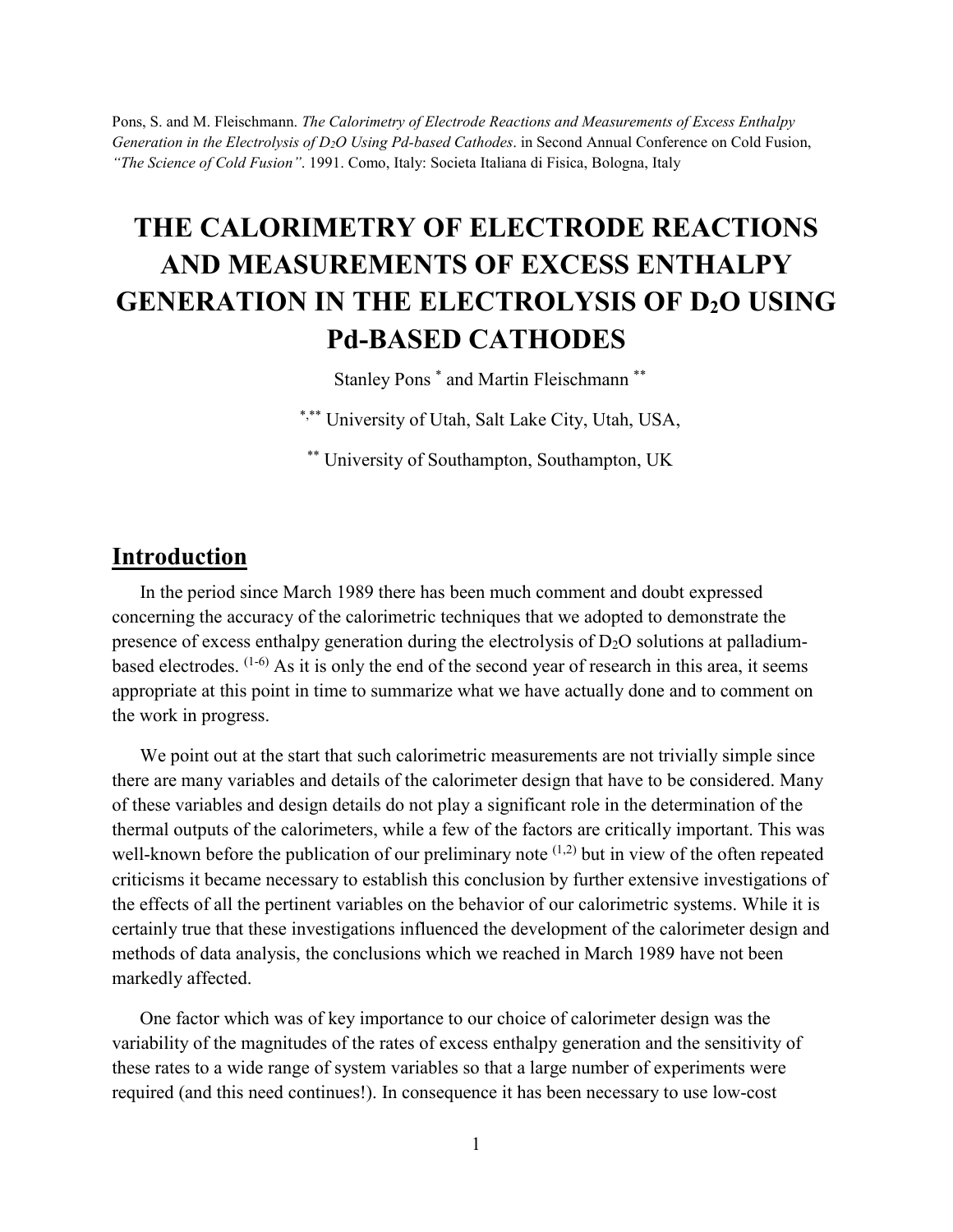Pons, S. and M. Fleischmann. *The Calorimetry of Electrode Reactions and Measurements of Excess Enthalpy Generation in the Electrolysis of $D_2O$ Using Pd-based Cathodes*. in Second Annual Conference on Cold Fusion, *"The Science of Cold Fusion"*. 1991. Como, Italy: Societa Italiana di Fisica, Bologna, Italy

# THE CALORIMETRY OF ELECTRODE REACTIONS AND MEASUREMENTS OF EXCESS ENTHALPY GENERATION IN THE ELECTROLYSIS OF $D_2O$ USING Pd-BASED CATHODES

Stanley Pons [*] and Martin Fleischmann [**]

[*,**] University of Utah, Salt Lake City, Utah, USA,

[**] University of Southampton, Southampton, UK

## Introduction

In the period since March 1989 there has been much comment and doubt expressed concerning the accuracy of the calorimetric techniques that we adopted to demonstrate the presence of excess enthalpy generation during the electrolysis of $D_2O$ solutions at palladium-based electrodes. [1-6] As it is only the end of the second year of research in this area, it seems appropriate at this point in time to summarize what we have actually done and to comment on the work in progress.

We point out at the start that such calorimetric measurements are not trivially simple since there are many variables and details of the calorimeter design that have to be considered. Many of these variables and design details do not play a significant role in the determination of the thermal outputs of the calorimeters, while a few of the factors are critically important. This was well-known before the publication of our preliminary note [1,2] but in view of the often repeated criticisms it became necessary to establish this conclusion by further extensive investigations of the effects of all the pertinent variables on the behavior of our calorimetric systems. While it is certainly true that these investigations influenced the development of the calorimeter design and methods of data analysis, the conclusions which we reached in March 1989 have not been markedly affected.

One factor which was of key importance to our choice of calorimeter design was the variability of the magnitudes of the rates of excess enthalpy generation and the sensitivity of these rates to a wide range of system variables so that a large number of experiments were required (and this need continues!). In consequence it has been necessary to use low-cost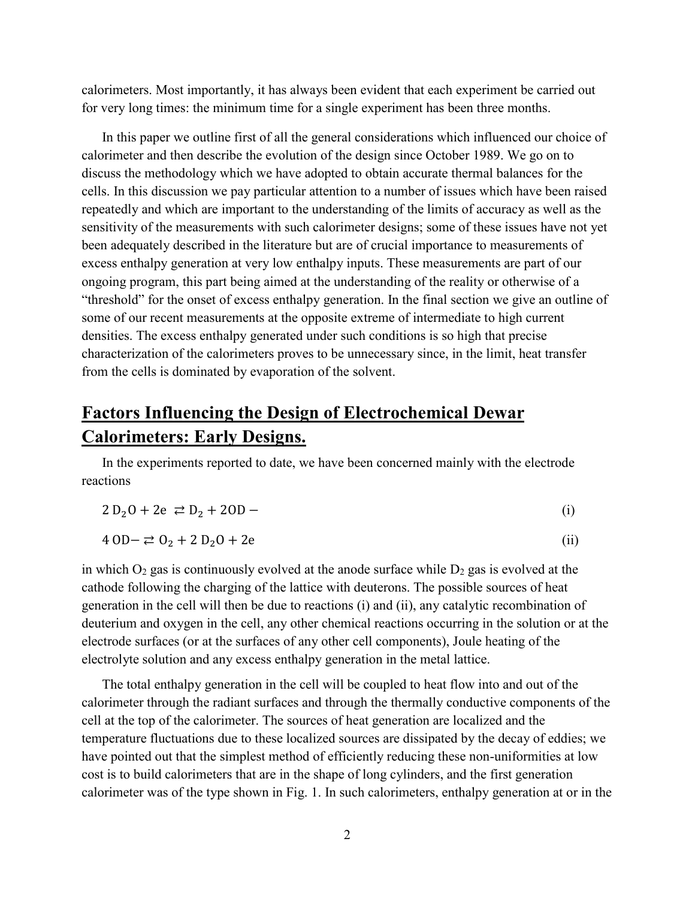calorimeters. Most importantly, it has always been evident that each experiment be carried out for very long times: the minimum time for a single experiment has been three months.

In this paper we outline first of all the general considerations which influenced our choice of calorimeter and then describe the evolution of the design since October 1989. We go on to discuss the methodology which we have adopted to obtain accurate thermal balances for the cells. In this discussion we pay particular attention to a number of issues which have been raised repeatedly and which are important to the understanding of the limits of accuracy as well as the sensitivity of the measurements with such calorimeter designs; some of these issues have not yet been adequately described in the literature but are of crucial importance to measurements of excess enthalpy generation at very low enthalpy inputs. These measurements are part of our ongoing program, this part being aimed at the understanding of the reality or otherwise of a "threshold" for the onset of excess enthalpy generation. In the final section we give an outline of some of our recent measurements at the opposite extreme of intermediate to high current densities. The excess enthalpy generated under such conditions is so high that precise characterization of the calorimeters proves to be unnecessary since, in the limit, heat transfer from the cells is dominated by evaporation of the solvent.

## Factors Influencing the Design of Electrochemical Dewar Calorimeters: Early Designs.

In the experiments reported to date, we have been concerned mainly with the electrode reactions

$$2\,D_2O + 2e \rightleftarrows D_2 + 2OD- \qquad \text{(i)}$$

$$4\,OD- \rightleftarrows O_2 + 2\,D_2O + 2e \qquad \text{(ii)}$$

in which $O_2$ gas is continuously evolved at the anode surface while $D_2$ gas is evolved at the cathode following the charging of the lattice with deuterons. The possible sources of heat generation in the cell will then be due to reactions (i) and (ii), any catalytic recombination of deuterium and oxygen in the cell, any other chemical reactions occurring in the solution or at the electrode surfaces (or at the surfaces of any other cell components), Joule heating of the electrolyte solution and any excess enthalpy generation in the metal lattice.

The total enthalpy generation in the cell will be coupled to heat flow into and out of the calorimeter through the radiant surfaces and through the thermally conductive components of the cell at the top of the calorimeter. The sources of heat generation are localized and the temperature fluctuations due to these localized sources are dissipated by the decay of eddies; we have pointed out that the simplest method of efficiently reducing these non-uniformities at low cost is to build calorimeters that are in the shape of long cylinders, and the first generation calorimeter was of the type shown in Fig. 1. In such calorimeters, enthalpy generation at or in the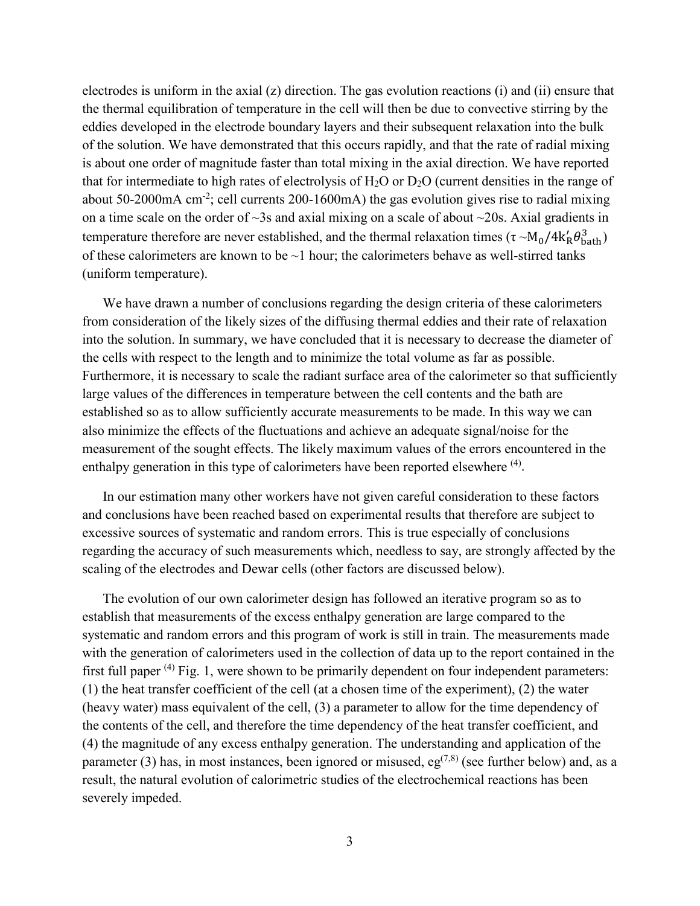electrodes is uniform in the axial (z) direction. The gas evolution reactions (i) and (ii) ensure that the thermal equilibration of temperature in the cell will then be due to convective stirring by the eddies developed in the electrode boundary layers and their subsequent relaxation into the bulk of the solution. We have demonstrated that this occurs rapidly, and that the rate of radial mixing is about one order of magnitude faster than total mixing in the axial direction. We have reported that for intermediate to high rates of electrolysis of $H_2O$ or $D_2O$ (current densities in the range of about 50-2000mA $cm^{-2}$; cell currents 200-1600mA) the gas evolution gives rise to radial mixing on a time scale on the order of ~3s and axial mixing on a scale of about ~20s. Axial gradients in temperature therefore are never established, and the thermal relaxation times ($\tau \sim M_0/4k_R'\theta_{bath}^3$) of these calorimeters are known to be ~1 hour; the calorimeters behave as well-stirred tanks (uniform temperature).

We have drawn a number of conclusions regarding the design criteria of these calorimeters from consideration of the likely sizes of the diffusing thermal eddies and their rate of relaxation into the solution. In summary, we have concluded that it is necessary to decrease the diameter of the cells with respect to the length and to minimize the total volume as far as possible. Furthermore, it is necessary to scale the radiant surface area of the calorimeter so that sufficiently large values of the differences in temperature between the cell contents and the bath are established so as to allow sufficiently accurate measurements to be made. In this way we can also minimize the effects of the fluctuations and achieve an adequate signal/noise for the measurement of the sought effects. The likely maximum values of the errors encountered in the enthalpy generation in this type of calorimeters have been reported elsewhere [(4)].

In our estimation many other workers have not given careful consideration to these factors and conclusions have been reached based on experimental results that therefore are subject to excessive sources of systematic and random errors. This is true especially of conclusions regarding the accuracy of such measurements which, needless to say, are strongly affected by the scaling of the electrodes and Dewar cells (other factors are discussed below).

The evolution of our own calorimeter design has followed an iterative program so as to establish that measurements of the excess enthalpy generation are large compared to the systematic and random errors and this program of work is still in train. The measurements made with the generation of calorimeters used in the collection of data up to the report contained in the first full paper [(4)] Fig. 1, were shown to be primarily dependent on four independent parameters: (1) the heat transfer coefficient of the cell (at a chosen time of the experiment), (2) the water (heavy water) mass equivalent of the cell, (3) a parameter to allow for the time dependency of the contents of the cell, and therefore the time dependency of the heat transfer coefficient, and (4) the magnitude of any excess enthalpy generation. The understanding and application of the parameter (3) has, in most instances, been ignored or misused, eg[(7,8)] (see further below) and, as a result, the natural evolution of calorimetric studies of the electrochemical reactions has been severely impeded.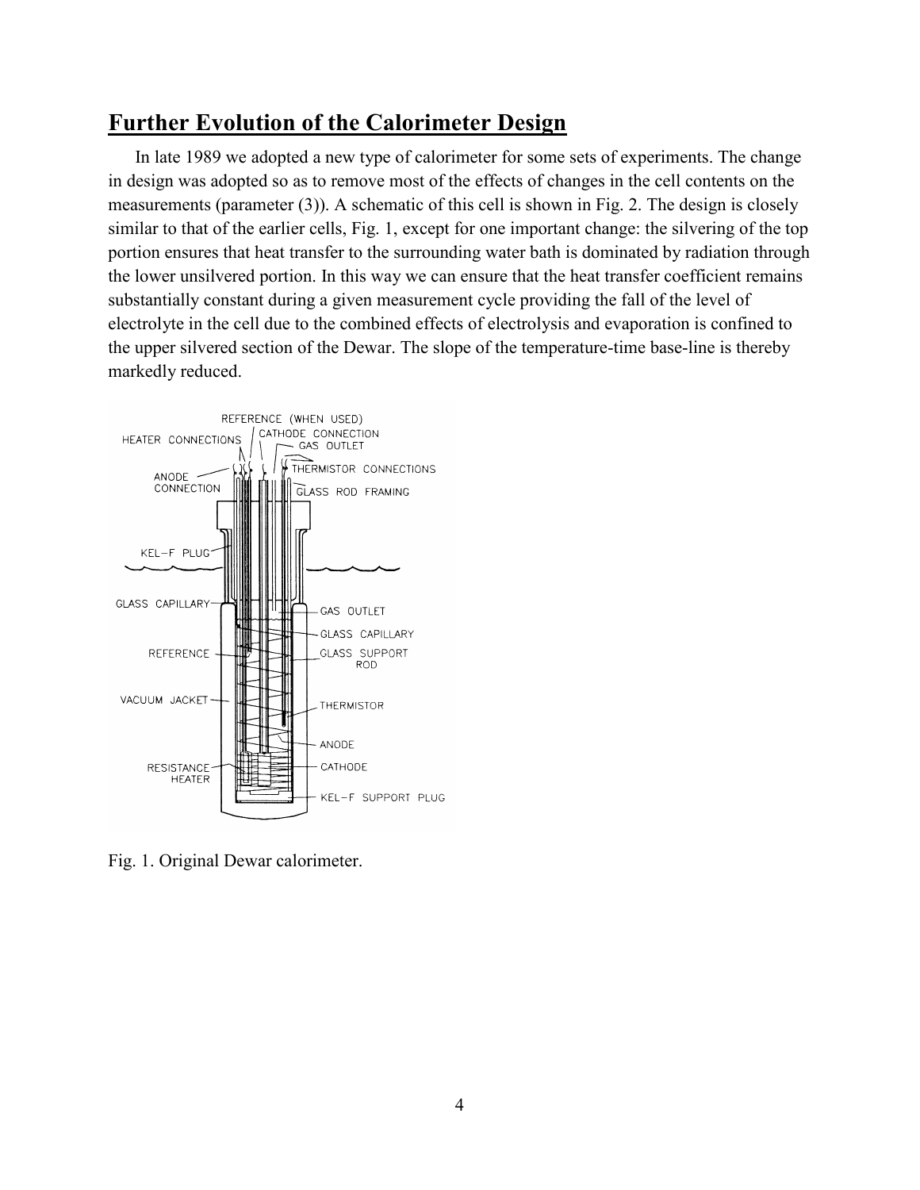## Further Evolution of the Calorimeter Design

In late 1989 we adopted a new type of calorimeter for some sets of experiments. The change in design was adopted so as to remove most of the effects of changes in the cell contents on the measurements (parameter (3)). A schematic of this cell is shown in Fig. 2. The design is closely similar to that of the earlier cells, Fig. 1, except for one important change: the silvering of the top portion ensures that heat transfer to the surrounding water bath is dominated by radiation through the lower unsilvered portion. In this way we can ensure that the heat transfer coefficient remains substantially constant during a given measurement cycle providing the fall of the level of electrolyte in the cell due to the combined effects of electrolysis and evaporation is confined to the upper silvered section of the Dewar. The slope of the temperature-time base-line is thereby markedly reduced.

Fig. 1. Original Dewar calorimeter.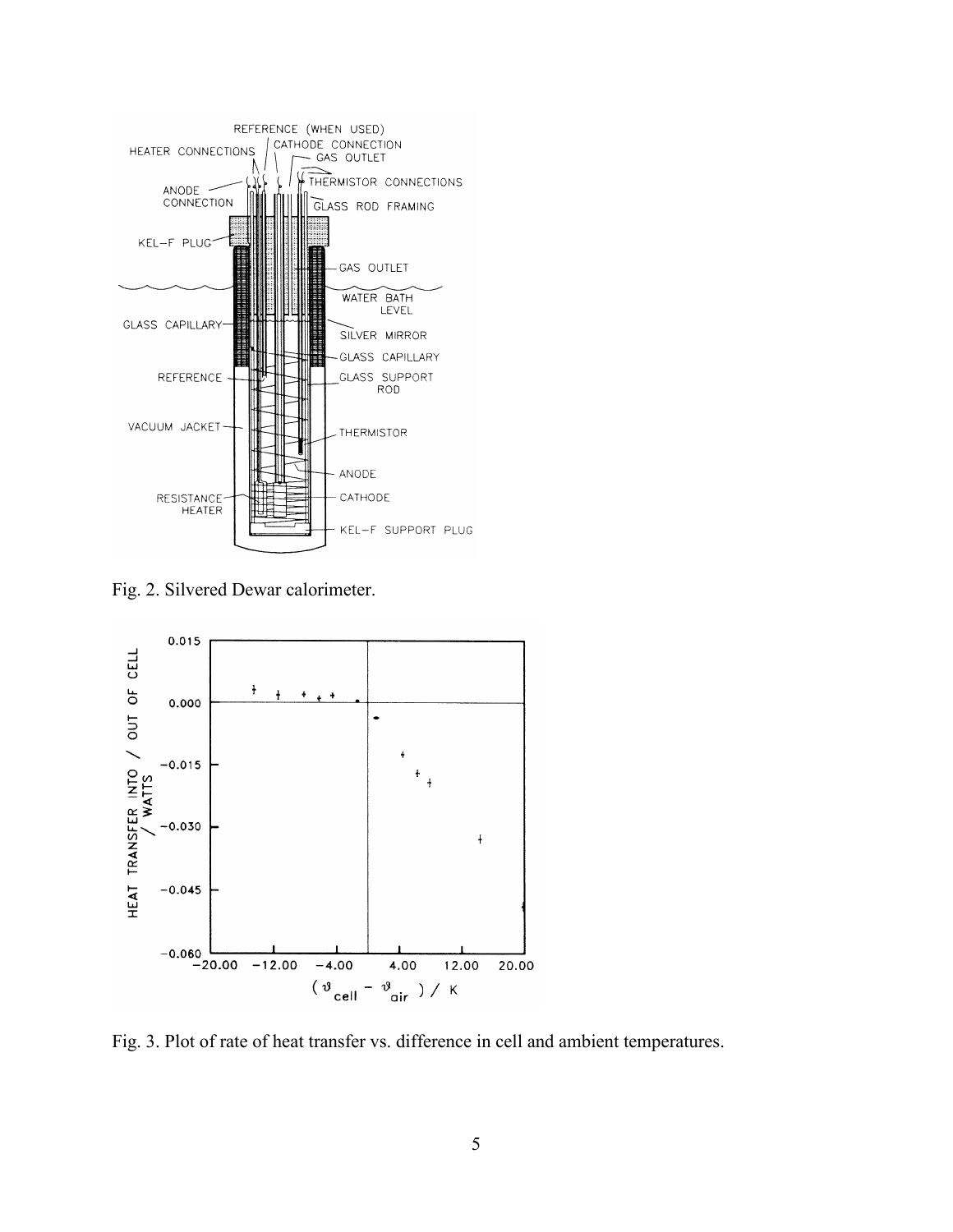Fig. 2. Silvered Dewar calorimeter.

Fig. 3. Plot of rate of heat transfer vs. difference in cell and ambient temperatures.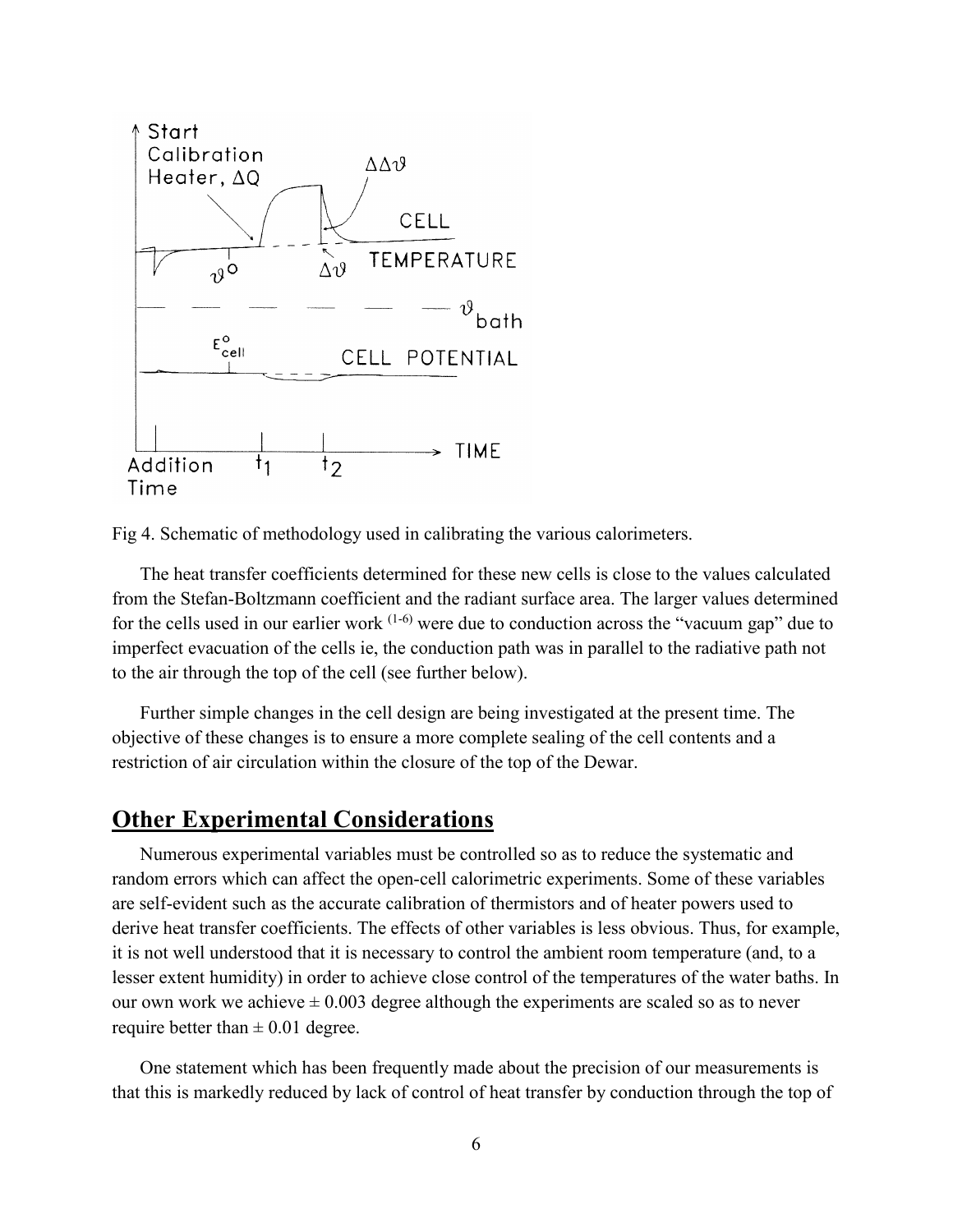Fig 4. Schematic of methodology used in calibrating the various calorimeters.

The heat transfer coefficients determined for these new cells is close to the values calculated from the Stefan-Boltzmann coefficient and the radiant surface area. The larger values determined for the cells used in our earlier work [1-6] were due to conduction across the "vacuum gap" due to imperfect evacuation of the cells ie, the conduction path was in parallel to the radiative path not to the air through the top of the cell (see further below).

Further simple changes in the cell design are being investigated at the present time. The objective of these changes is to ensure a more complete sealing of the cell contents and a restriction of air circulation within the closure of the top of the Dewar.

## Other Experimental Considerations

Numerous experimental variables must be controlled so as to reduce the systematic and random errors which can affect the open-cell calorimetric experiments. Some of these variables are self-evident such as the accurate calibration of thermistors and of heater powers used to derive heat transfer coefficients. The effects of other variables is less obvious. Thus, for example, it is not well understood that it is necessary to control the ambient room temperature (and, to a lesser extent humidity) in order to achieve close control of the temperatures of the water baths. In our own work we achieve $\pm$ 0.003 degree although the experiments are scaled so as to never require better than $\pm$ 0.01 degree.

One statement which has been frequently made about the precision of our measurements is that this is markedly reduced by lack of control of heat transfer by conduction through the top of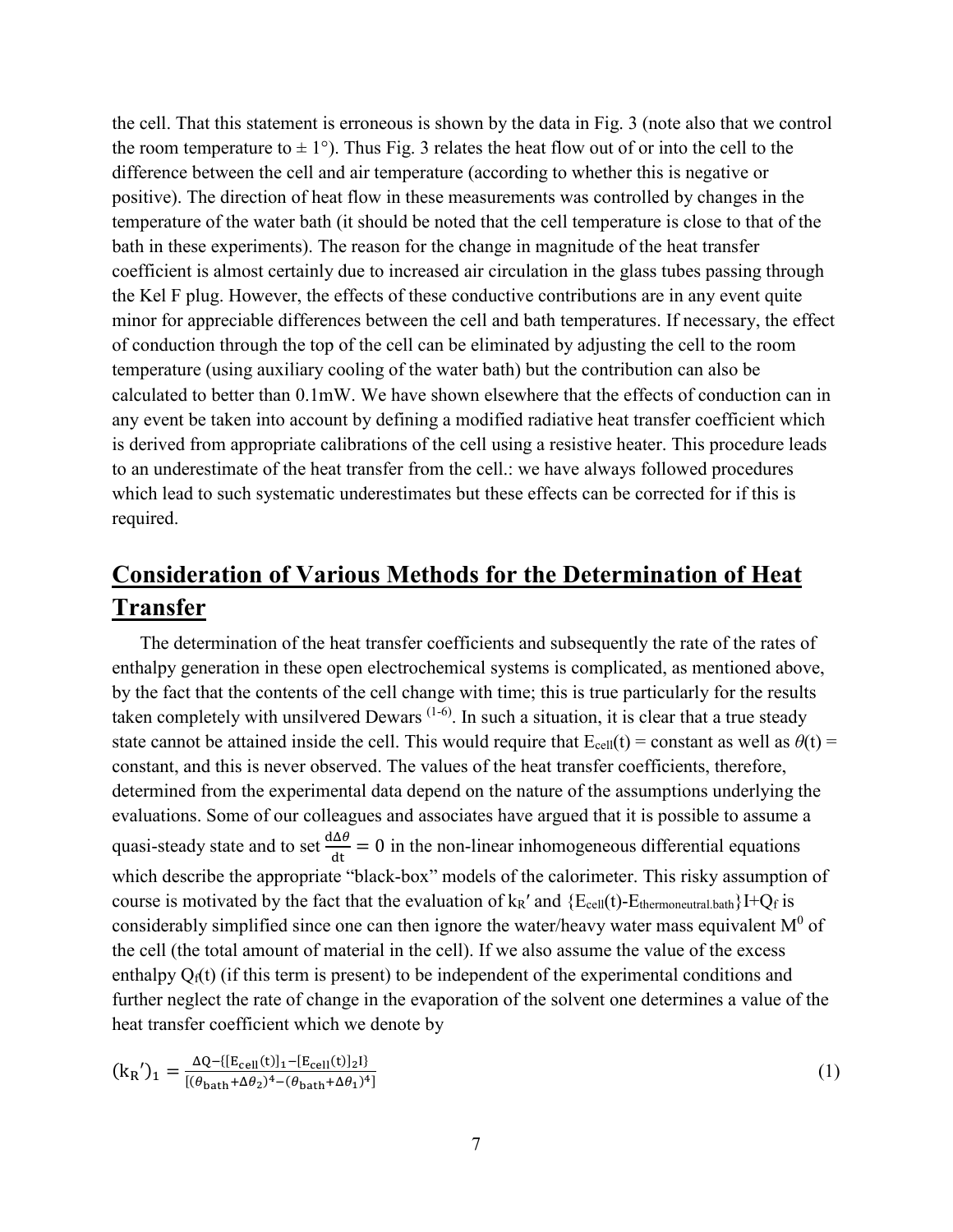the cell. That this statement is erroneous is shown by the data in Fig. 3 (note also that we control the room temperature to ± 1°). Thus Fig. 3 relates the heat flow out of or into the cell to the difference between the cell and air temperature (according to whether this is negative or positive). The direction of heat flow in these measurements was controlled by changes in the temperature of the water bath (it should be noted that the cell temperature is close to that of the bath in these experiments). The reason for the change in magnitude of the heat transfer coefficient is almost certainly due to increased air circulation in the glass tubes passing through the Kel F plug. However, the effects of these conductive contributions are in any event quite minor for appreciable differences between the cell and bath temperatures. If necessary, the effect of conduction through the top of the cell can be eliminated by adjusting the cell to the room temperature (using auxiliary cooling of the water bath) but the contribution can also be calculated to better than 0.1mW. We have shown elsewhere that the effects of conduction can in any event be taken into account by defining a modified radiative heat transfer coefficient which is derived from appropriate calibrations of the cell using a resistive heater. This procedure leads to an underestimate of the heat transfer from the cell.: we have always followed procedures which lead to such systematic underestimates but these effects can be corrected for if this is required.

## Consideration of Various Methods for the Determination of Heat Transfer

The determination of the heat transfer coefficients and subsequently the rate of the rates of enthalpy generation in these open electrochemical systems is complicated, as mentioned above, by the fact that the contents of the cell change with time; this is true particularly for the results taken completely with unsilvered Dewars [1-6]. In such a situation, it is clear that a true steady state cannot be attained inside the cell. This would require that $E_{cell}(t)$ = constant as well as $\theta(t)$ = constant, and this is never observed. The values of the heat transfer coefficients, therefore, determined from the experimental data depend on the nature of the assumptions underlying the evaluations. Some of our colleagues and associates have argued that it is possible to assume a quasi-steady state and to set $\frac{d\Delta\theta}{dt} = 0$ in the non-linear inhomogeneous differential equations which describe the appropriate "black-box" models of the calorimeter. This risky assumption of course is motivated by the fact that the evaluation of $k_R'$ and $\{E_{cell}(t)-E_{thermoneutral.bath}\}I+Q_f$ is considerably simplified since one can then ignore the water/heavy water mass equivalent $M^0$ of the cell (the total amount of material in the cell). If we also assume the value of the excess enthalpy $Q_f(t)$ (if this term is present) to be independent of the experimental conditions and further neglect the rate of change in the evaporation of the solvent one determines a value of the heat transfer coefficient which we denote by

$$(k_R')_1 = \frac{\Delta Q - \{[E_{cell}(t)]_1 - [E_{cell}(t)]_2 I\}}{[(\theta_{bath}+\Delta\theta_2)^4 - (\theta_{bath}+\Delta\theta_1)^4]} \tag{1}$$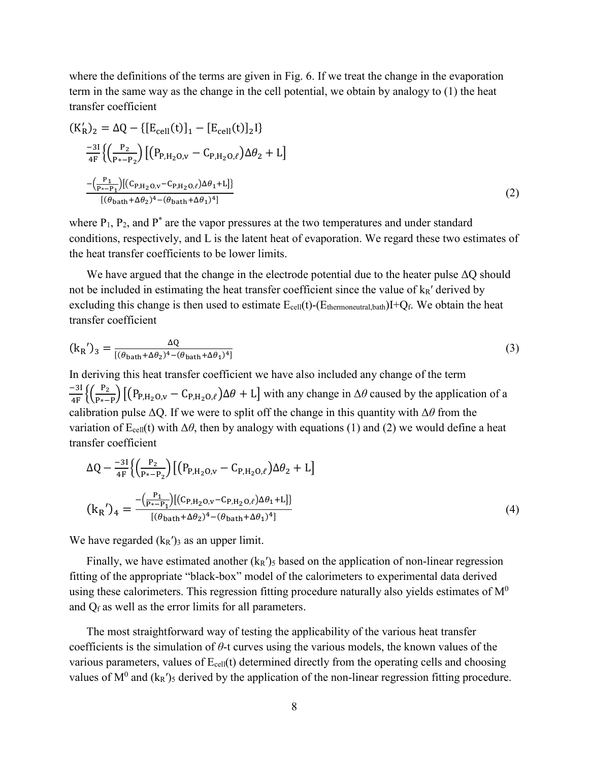where the definitions of the terms are given in Fig. 6. If we treat the change in the evaporation term in the same way as the change in the cell potential, we obtain by analogy to (1) the heat transfer coefficient

$$(K_R')_2 = \frac{\Delta Q - \{[E_{cell}(t)]_1 - [E_{cell}(t)]_2 I\} \frac{-3I}{4F}\left\{\left(\frac{P_2}{P*-P_2}\right)\left[\left(P_{P,H_2O,v} - C_{P,H_2O,\ell}\right)\Delta\theta_2 + L\right] - \left(\frac{P_1}{P*-P_1}\right)\left[\left(C_{P,H_2O,v} - C_{P,H_2O,\ell}\right)\Delta\theta_1 + L\right]\right\}}{[(\theta_{bath}+\Delta\theta_2)^4 - (\theta_{bath}+\Delta\theta_1)^4]} \tag{2}$$

where $P_1$, $P_2$, and $P^*$ are the vapor pressures at the two temperatures and under standard conditions, respectively, and L is the latent heat of evaporation. We regard these two estimates of the heat transfer coefficients to be lower limits.

We have argued that the change in the electrode potential due to the heater pulse $\Delta Q$ should not be included in estimating the heat transfer coefficient since the value of $k_R'$ derived by excluding this change is then used to estimate $E_{cell}(t)$-$(E_{thermoneutral,bath})I+Q_f$. We obtain the heat transfer coefficient

$$(k_R')_3 = \frac{\Delta Q}{[(\theta_{bath}+\Delta\theta_2)^4 - (\theta_{bath}+\Delta\theta_1)^4]} \tag{3}$$

In deriving this heat transfer coefficient we have also included any change of the term $\frac{-3I}{4F}\left\{\left(\frac{P_2}{P*-P}\right)\left[\left(P_{P,H_2O,v} - C_{P,H_2O,\ell}\right)\Delta\theta + L\right]\right.$ with any change in $\Delta\theta$ caused by the application of a calibration pulse $\Delta Q$. If we were to split off the change in this quantity with $\Delta\theta$ from the variation of $E_{cell}(t)$ with $\Delta\theta$, then by analogy with equations (1) and (2) we would define a heat transfer coefficient

$$(k_R')_4 = \frac{\Delta Q - \frac{-3I}{4F}\left\{\left(\frac{P_2}{P*-P_2}\right)\left[\left(P_{P,H_2O,v} - C_{P,H_2O,\ell}\right)\Delta\theta_2 + L\right] - \left(\frac{P_1}{P*-P_1}\right)\left[\left(C_{P,H_2O,v} - C_{P,H_2O,\ell}\right)\Delta\theta_1 + L\right]\right\}}{[(\theta_{bath}+\Delta\theta_2)^4 - (\theta_{bath}+\Delta\theta_1)^4]} \tag{4}$$

We have regarded $(k_R')_3$ as an upper limit.

Finally, we have estimated another $(k_R')_5$ based on the application of non-linear regression fitting of the appropriate "black-box" model of the calorimeters to experimental data derived using these calorimeters. This regression fitting procedure naturally also yields estimates of $M^0$ and $Q_f$ as well as the error limits for all parameters.

The most straightforward way of testing the applicability of the various heat transfer coefficients is the simulation of $\theta$-t curves using the various models, the known values of the various parameters, values of $E_{cell}(t)$ determined directly from the operating cells and choosing values of $M^0$ and $(k_R')_5$ derived by the application of the non-linear regression fitting procedure.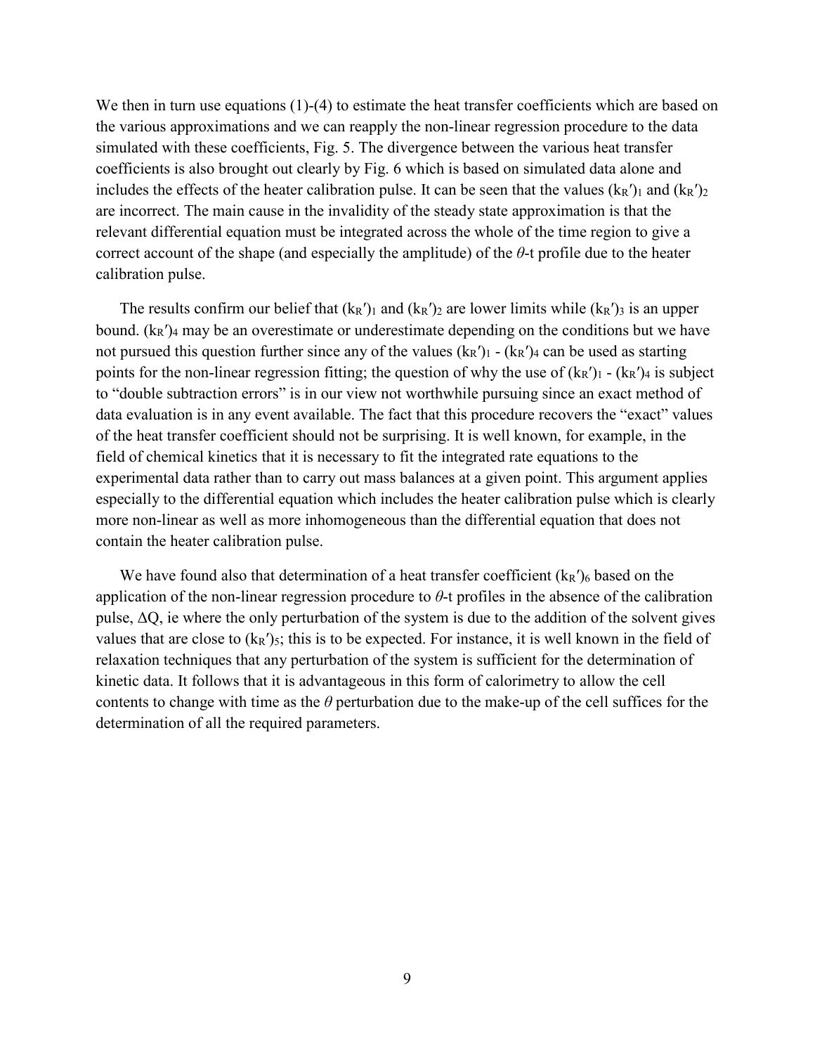We then in turn use equations (1)-(4) to estimate the heat transfer coefficients which are based on the various approximations and we can reapply the non-linear regression procedure to the data simulated with these coefficients, Fig. 5. The divergence between the various heat transfer coefficients is also brought out clearly by Fig. 6 which is based on simulated data alone and includes the effects of the heater calibration pulse. It can be seen that the values $(k_R')_1$ and $(k_R')_2$ are incorrect. The main cause in the invalidity of the steady state approximation is that the relevant differential equation must be integrated across the whole of the time region to give a correct account of the shape (and especially the amplitude) of the $\theta$-t profile due to the heater calibration pulse.

The results confirm our belief that $(k_R')_1$ and $(k_R')_2$ are lower limits while $(k_R')_3$ is an upper bound. $(k_R')_4$ may be an overestimate or underestimate depending on the conditions but we have not pursued this question further since any of the values $(k_R')_1$ - $(k_R')_4$ can be used as starting points for the non-linear regression fitting; the question of why the use of $(k_R')_1$ - $(k_R')_4$ is subject to "double subtraction errors" is in our view not worthwhile pursuing since an exact method of data evaluation is in any event available. The fact that this procedure recovers the "exact" values of the heat transfer coefficient should not be surprising. It is well known, for example, in the field of chemical kinetics that it is necessary to fit the integrated rate equations to the experimental data rather than to carry out mass balances at a given point. This argument applies especially to the differential equation which includes the heater calibration pulse which is clearly more non-linear as well as more inhomogeneous than the differential equation that does not contain the heater calibration pulse.

We have found also that determination of a heat transfer coefficient $(k_R')_6$ based on the application of the non-linear regression procedure to $\theta$-t profiles in the absence of the calibration pulse, $\Delta Q$, ie where the only perturbation of the system is due to the addition of the solvent gives values that are close to $(k_R')_5$; this is to be expected. For instance, it is well known in the field of relaxation techniques that any perturbation of the system is sufficient for the determination of kinetic data. It follows that it is advantageous in this form of calorimetry to allow the cell contents to change with time as the $\theta$ perturbation due to the make-up of the cell suffices for the determination of all the required parameters.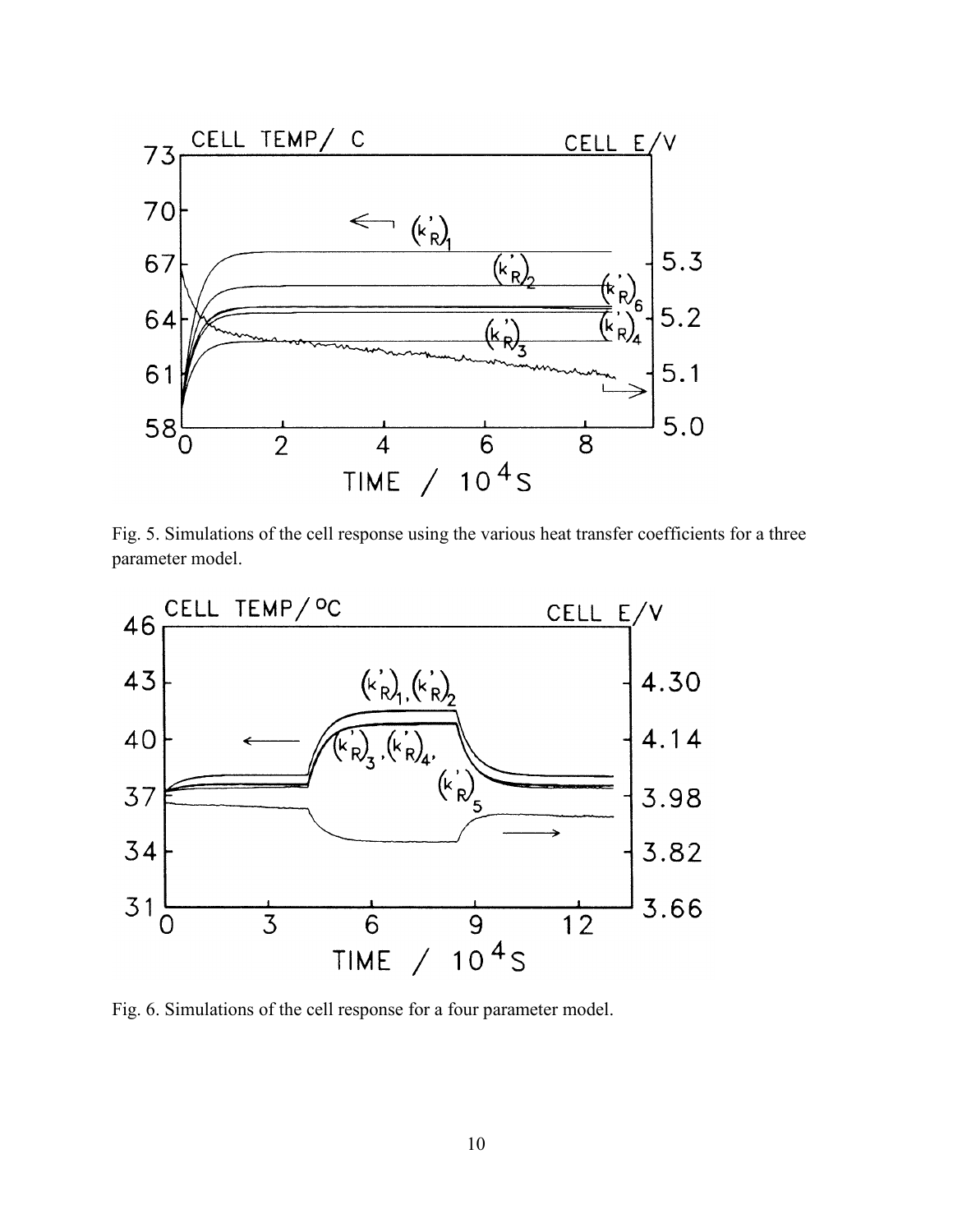Fig. 5. Simulations of the cell response using the various heat transfer coefficients for a three parameter model.

Fig. 6. Simulations of the cell response for a four parameter model.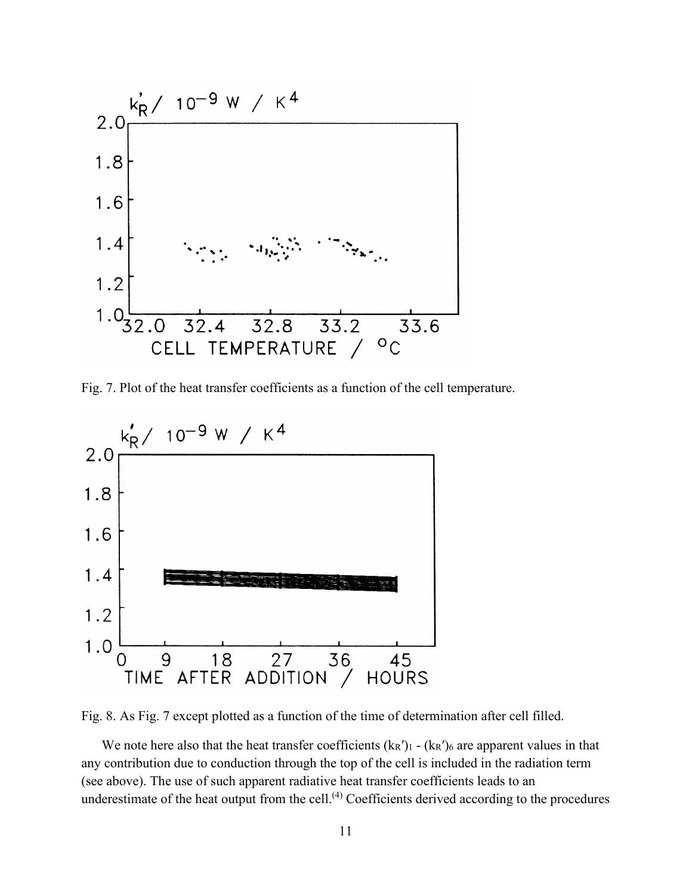Fig. 7. Plot of the heat transfer coefficients as a function of the cell temperature.

Fig. 8. As Fig. 7 except plotted as a function of the time of determination after cell filled.

We note here also that the heat transfer coefficients $(k_R')_1$ - $(k_R')_6$ are apparent values in that any contribution due to conduction through the top of the cell is included in the radiation term (see above). The use of such apparent radiative heat transfer coefficients leads to an underestimate of the heat output from the cell.[4] Coefficients derived according to the procedures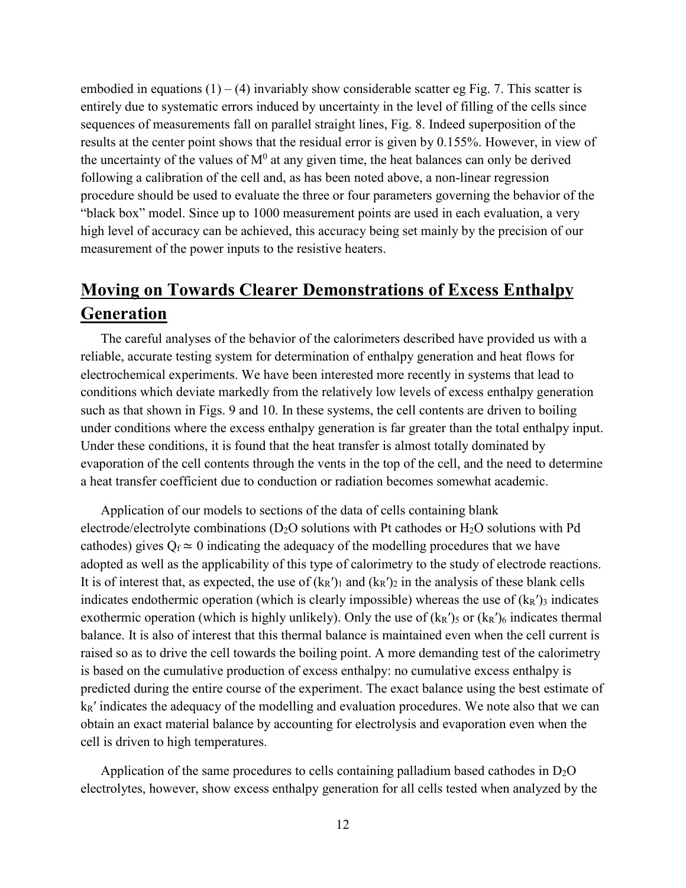embodied in equations (1) – (4) invariably show considerable scatter eg Fig. 7. This scatter is entirely due to systematic errors induced by uncertainty in the level of filling of the cells since sequences of measurements fall on parallel straight lines, Fig. 8. Indeed superposition of the results at the center point shows that the residual error is given by 0.155%. However, in view of the uncertainty of the values of $M^0$ at any given time, the heat balances can only be derived following a calibration of the cell and, as has been noted above, a non-linear regression procedure should be used to evaluate the three or four parameters governing the behavior of the "black box" model. Since up to 1000 measurement points are used in each evaluation, a very high level of accuracy can be achieved, this accuracy being set mainly by the precision of our measurement of the power inputs to the resistive heaters.

## Moving on Towards Clearer Demonstrations of Excess Enthalpy Generation

The careful analyses of the behavior of the calorimeters described have provided us with a reliable, accurate testing system for determination of enthalpy generation and heat flows for electrochemical experiments. We have been interested more recently in systems that lead to conditions which deviate markedly from the relatively low levels of excess enthalpy generation such as that shown in Figs. 9 and 10. In these systems, the cell contents are driven to boiling under conditions where the excess enthalpy generation is far greater than the total enthalpy input. Under these conditions, it is found that the heat transfer is almost totally dominated by evaporation of the cell contents through the vents in the top of the cell, and the need to determine a heat transfer coefficient due to conduction or radiation becomes somewhat academic.

Application of our models to sections of the data of cells containing blank electrode/electrolyte combinations ($D_2O$ solutions with Pt cathodes or $H_2O$ solutions with Pd cathodes) gives $Q_f \simeq 0$ indicating the adequacy of the modelling procedures that we have adopted as well as the applicability of this type of calorimetry to the study of electrode reactions. It is of interest that, as expected, the use of $(k_R')_1$ and $(k_R')_2$ in the analysis of these blank cells indicates endothermic operation (which is clearly impossible) whereas the use of $(k_R')_3$ indicates exothermic operation (which is highly unlikely). Only the use of $(k_R')_5$ or $(k_R')_6$ indicates thermal balance. It is also of interest that this thermal balance is maintained even when the cell current is raised so as to drive the cell towards the boiling point. A more demanding test of the calorimetry is based on the cumulative production of excess enthalpy: no cumulative excess enthalpy is predicted during the entire course of the experiment. The exact balance using the best estimate of $k_R'$ indicates the adequacy of the modelling and evaluation procedures. We note also that we can obtain an exact material balance by accounting for electrolysis and evaporation even when the cell is driven to high temperatures.

Application of the same procedures to cells containing palladium based cathodes in $D_2O$ electrolytes, however, show excess enthalpy generation for all cells tested when analyzed by the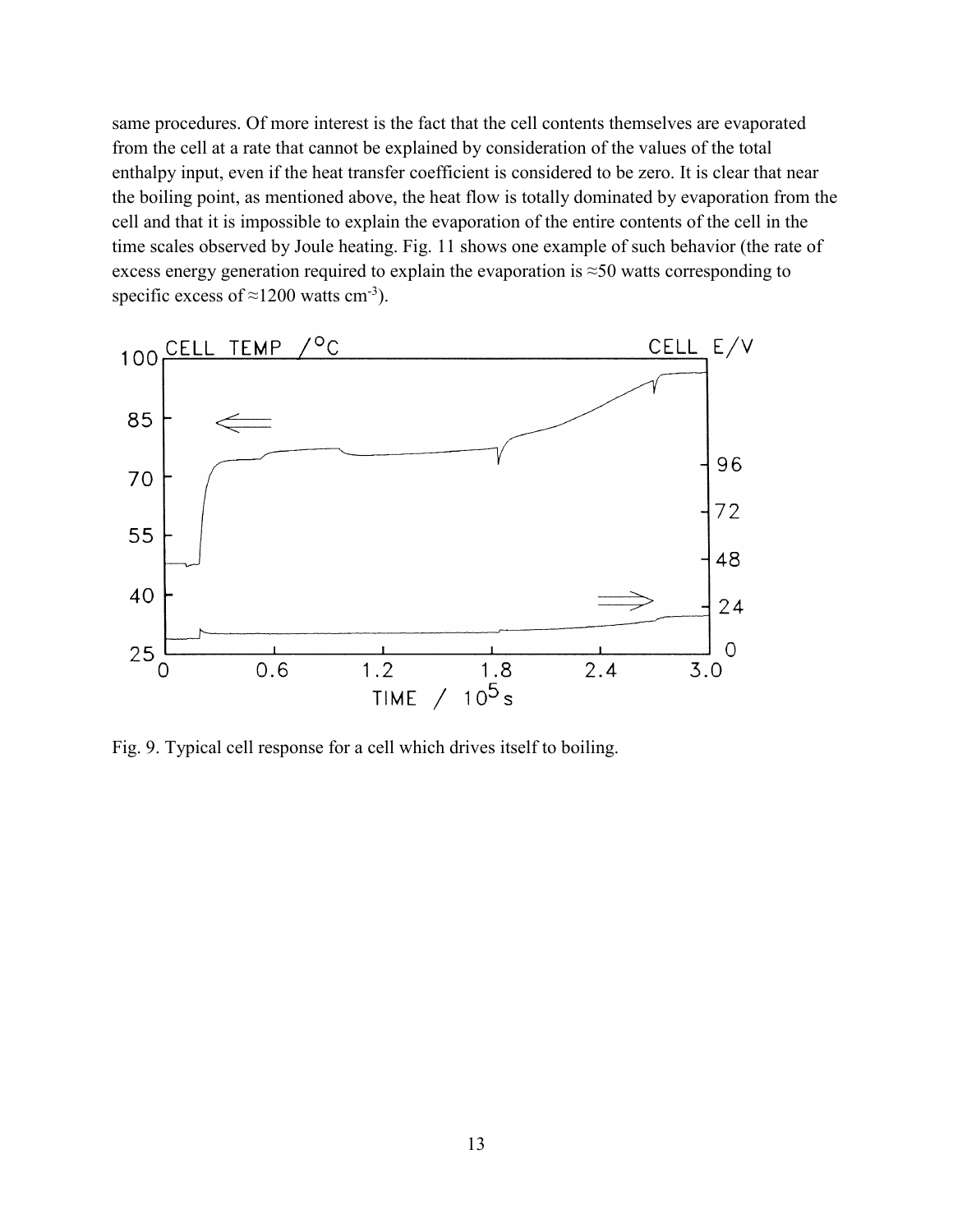same procedures. Of more interest is the fact that the cell contents themselves are evaporated from the cell at a rate that cannot be explained by consideration of the values of the total enthalpy input, even if the heat transfer coefficient is considered to be zero. It is clear that near the boiling point, as mentioned above, the heat flow is totally dominated by evaporation from the cell and that it is impossible to explain the evaporation of the entire contents of the cell in the time scales observed by Joule heating. Fig. 11 shows one example of such behavior (the rate of excess energy generation required to explain the evaporation is ≈50 watts corresponding to specific excess of ≈1200 watts cm$^{-3}$).

Fig. 9. Typical cell response for a cell which drives itself to boiling.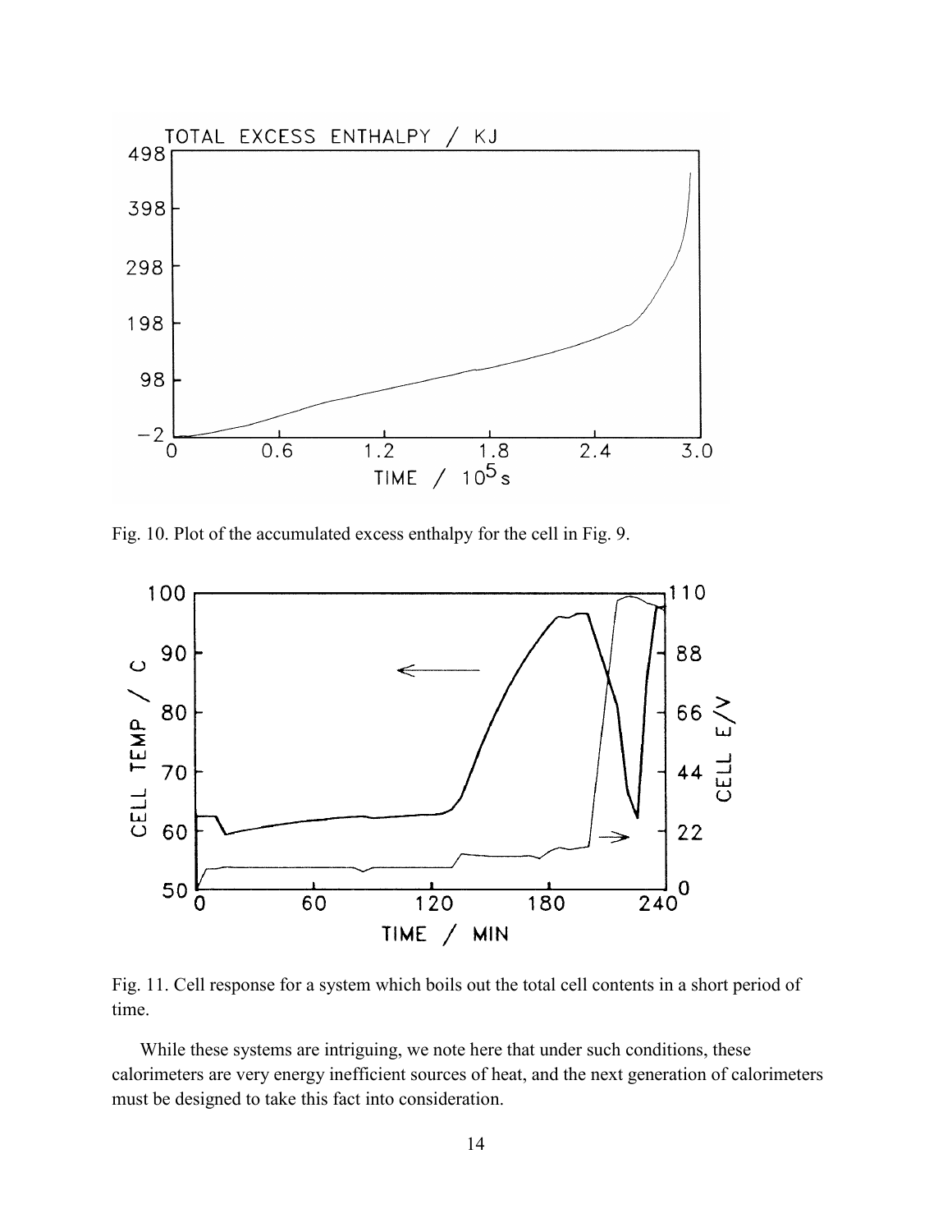Fig. 10. Plot of the accumulated excess enthalpy for the cell in Fig. 9.

Fig. 11. Cell response for a system which boils out the total cell contents in a short period of time.

While these systems are intriguing, we note here that under such conditions, these calorimeters are very energy inefficient sources of heat, and the next generation of calorimeters must be designed to take this fact into consideration.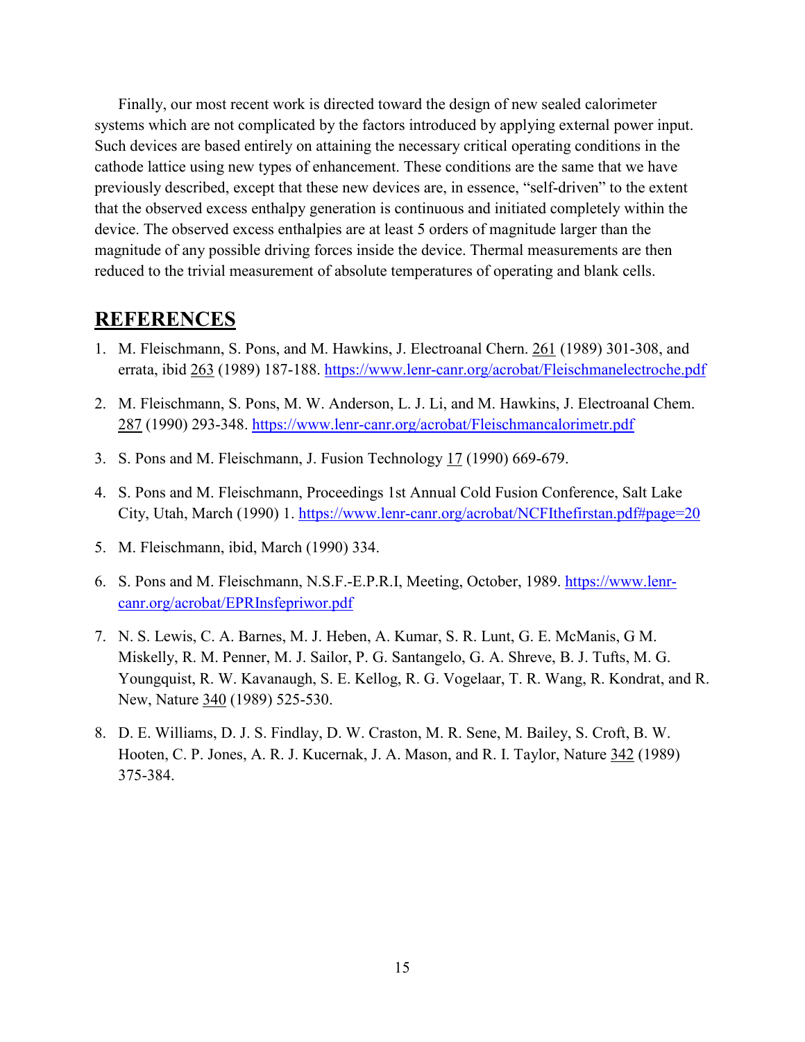Finally, our most recent work is directed toward the design of new sealed calorimeter systems which are not complicated by the factors introduced by applying external power input. Such devices are based entirely on attaining the necessary critical operating conditions in the cathode lattice using new types of enhancement. These conditions are the same that we have previously described, except that these new devices are, in essence, "self-driven" to the extent that the observed excess enthalpy generation is continuous and initiated completely within the device. The observed excess enthalpies are at least 5 orders of magnitude larger than the magnitude of any possible driving forces inside the device. Thermal measurements are then reduced to the trivial measurement of absolute temperatures of operating and blank cells.

## REFERENCES

1. M. Fleischmann, S. Pons, and M. Hawkins, J. Electroanal Chern. 261 (1989) 301-308, and errata, ibid 263 (1989) 187-188. https://www.lenr-canr.org/acrobat/Fleischmanelectroche.pdf
2. M. Fleischmann, S. Pons, M. W. Anderson, L. J. Li, and M. Hawkins, J. Electroanal Chem. 287 (1990) 293-348. https://www.lenr-canr.org/acrobat/Fleischmancalorimetr.pdf
3. S. Pons and M. Fleischmann, J. Fusion Technology 17 (1990) 669-679.
4. S. Pons and M. Fleischmann, Proceedings 1st Annual Cold Fusion Conference, Salt Lake City, Utah, March (1990) 1. https://www.lenr-canr.org/acrobat/NCFIthefirstan.pdf#page=20
5. M. Fleischmann, ibid, March (1990) 334.
6. S. Pons and M. Fleischmann, N.S.F.-E.P.R.I, Meeting, October, 1989. https://www.lenr-canr.org/acrobat/EPRInsfepriwor.pdf
7. N. S. Lewis, C. A. Barnes, M. J. Heben, A. Kumar, S. R. Lunt, G. E. McManis, G M. Miskelly, R. M. Penner, M. J. Sailor, P. G. Santangelo, G. A. Shreve, B. J. Tufts, M. G. Youngquist, R. W. Kavanaugh, S. E. Kellog, R. G. Vogelaar, T. R. Wang, R. Kondrat, and R. New, Nature 340 (1989) 525-530.
8. D. E. Williams, D. J. S. Findlay, D. W. Craston, M. R. Sene, M. Bailey, S. Croft, B. W. Hooten, C. P. Jones, A. R. J. Kucernak, J. A. Mason, and R. I. Taylor, Nature 342 (1989) 375-384.